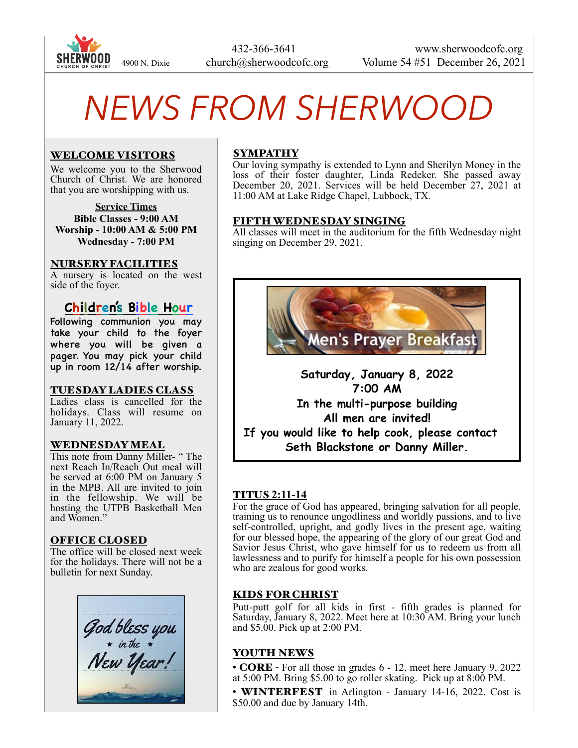4900 N. Dixie | 432-366-3641 | church@sherwoodcofc.org | www.sherwoodcofc.org | Volume 54 #51 December 26, 2021

# NEWS FROM SHERWOOD

## WELCOME VISITORS

We welcome you to the Sherwood Church of Christ. We are honored that you are worshipping with us.

**Service Times**
**Bible Classes - 9:00 AM**
**Worship - 10:00 AM & 5:00 PM**
**Wednesday - 7:00 PM**

## NURSERY FACILITIES

A nursery is located on the west side of the foyer.

## Children's Bible Hour

Following communion you may take your child to the foyer where you will be given a pager. You may pick your child up in room 12/14 after worship.

## TUESDAY LADIES CLASS

Ladies class is cancelled for the holidays. Class will resume on January 11, 2022.

## WEDNESDAY MEAL

This note from Danny Miller- " The next Reach In/Reach Out meal will be served at 6:00 PM on January 5 in the MPB. All are invited to join in the fellowship. We will be hosting the UTPB Basketball Men and Women."

## OFFICE CLOSED

The office will be closed next week for the holidays. There will not be a bulletin for next Sunday.

*God bless you in the New Year!*

## SYMPATHY

Our loving sympathy is extended to Lynn and Sherilyn Money in the loss of their foster daughter, Linda Redeker. She passed away December 20, 2021. Services will be held December 27, 2021 at 11:00 AM at Lake Ridge Chapel, Lubbock, TX.

## FIFTH WEDNESDAY SINGING

All classes will meet in the auditorium for the fifth Wednesday night singing on December 29, 2021.

## Men's Prayer Breakfast

**Saturday, January 8, 2022**
**7:00 AM**
**In the multi-purpose building**
**All men are invited!**
**If you would like to help cook, please contact Seth Blackstone or Danny Miller.**

## TITUS 2:11-14

For the grace of God has appeared, bringing salvation for all people, training us to renounce ungodliness and worldly passions, and to live self-controlled, upright, and godly lives in the present age, waiting for our blessed hope, the appearing of the glory of our great God and Savior Jesus Christ, who gave himself for us to redeem us from all lawlessness and to purify for himself a people for his own possession who are zealous for good works.

## KIDS FOR CHRIST

Putt-putt golf for all kids in first - fifth grades is planned for Saturday, January 8, 2022. Meet here at 10:30 AM. Bring your lunch and $5.00. Pick up at 2:00 PM.

## YOUTH NEWS

- **CORE** - For all those in grades 6 - 12, meet here January 9, 2022 at 5:00 PM. Bring $5.00 to go roller skating. Pick up at 8:00 PM.
- **WINTERFEST** in Arlington - January 14-16, 2022. Cost is $50.00 and due by January 14th.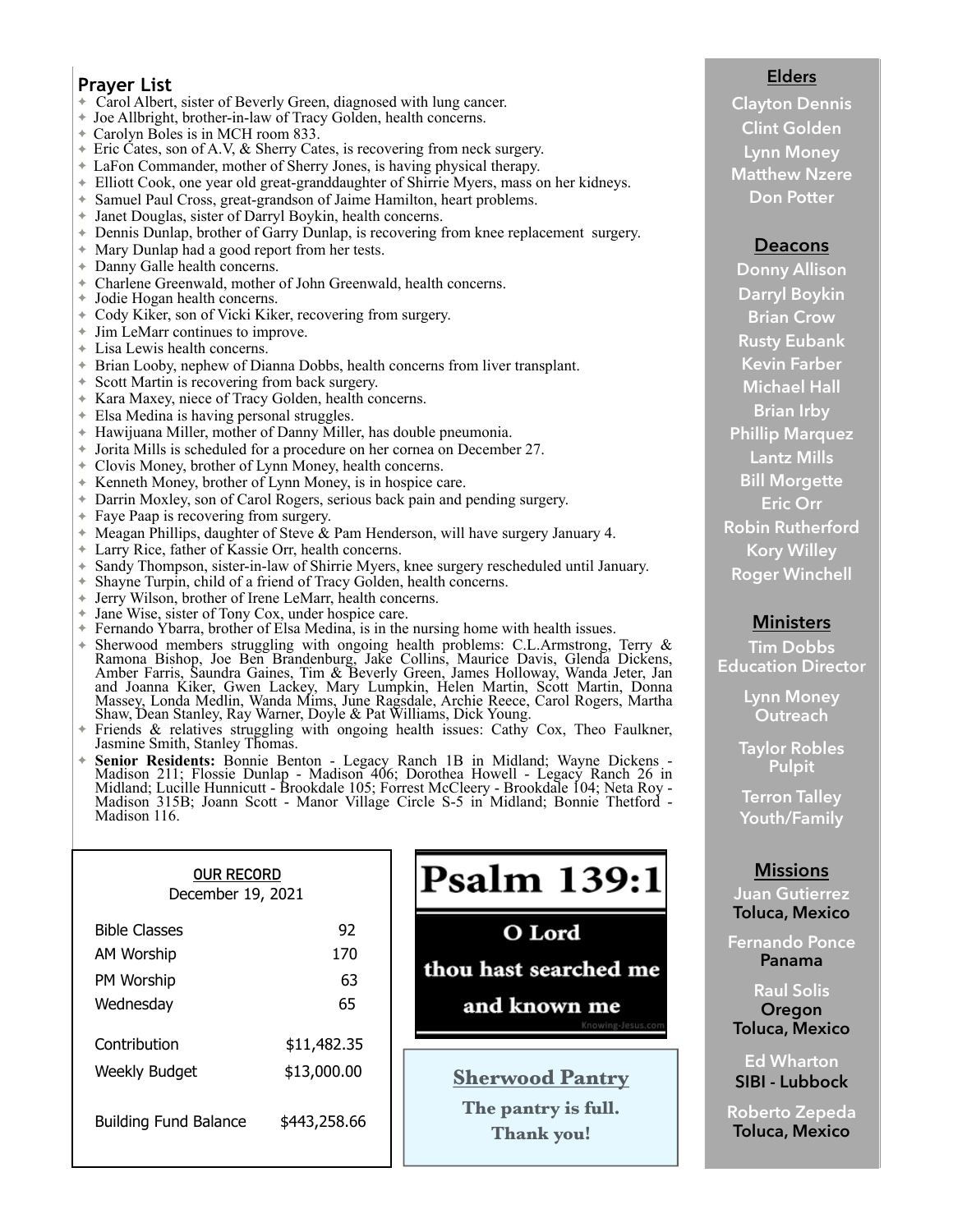## Prayer List

- Carol Albert, sister of Beverly Green, diagnosed with lung cancer.
- Joe Allbright, brother-in-law of Tracy Golden, health concerns.
- Carolyn Boles is in MCH room 833.
- Eric Cates, son of A.V, & Sherry Cates, is recovering from neck surgery.
- LaFon Commander, mother of Sherry Jones, is having physical therapy.
- Elliott Cook, one year old great-granddaughter of Shirrie Myers, mass on her kidneys.
- Samuel Paul Cross, great-grandson of Jaime Hamilton, heart problems.
- Janet Douglas, sister of Darryl Boykin, health concerns.
- Dennis Dunlap, brother of Garry Dunlap, is recovering from knee replacement surgery.
- Mary Dunlap had a good report from her tests.
- Danny Galle health concerns.
- Charlene Greenwald, mother of John Greenwald, health concerns.
- Jodie Hogan health concerns.
- Cody Kiker, son of Vicki Kiker, recovering from surgery.
- Jim LeMarr continues to improve.
- Lisa Lewis health concerns.
- Brian Looby, nephew of Dianna Dobbs, health concerns from liver transplant.
- Scott Martin is recovering from back surgery.
- Kara Maxey, niece of Tracy Golden, health concerns.
- Elsa Medina is having personal struggles.
- Hawijuana Miller, mother of Danny Miller, has double pneumonia.
- Jorita Mills is scheduled for a procedure on her cornea on December 27.
- Clovis Money, brother of Lynn Money, health concerns.
- Kenneth Money, brother of Lynn Money, is in hospice care.
- Darrin Moxley, son of Carol Rogers, serious back pain and pending surgery.
- Faye Paap is recovering from surgery.
- Meagan Phillips, daughter of Steve & Pam Henderson, will have surgery January 4.
- Larry Rice, father of Kassie Orr, health concerns.
- Sandy Thompson, sister-in-law of Shirrie Myers, knee surgery rescheduled until January.
- Shayne Turpin, child of a friend of Tracy Golden, health concerns.
- Jerry Wilson, brother of Irene LeMarr, health concerns.
- Jane Wise, sister of Tony Cox, under hospice care.
- Fernando Ybarra, brother of Elsa Medina, is in the nursing home with health issues.
- Sherwood members struggling with ongoing health problems: C.L.Armstrong, Terry & Ramona Bishop, Joe Ben Brandenburg, Jake Collins, Maurice Davis, Glenda Dickens, Amber Farris, Saundra Gaines, Tim & Beverly Green, James Holloway, Wanda Jeter, Jan and Joanna Kiker, Gwen Lackey, Mary Lumpkin, Helen Martin, Scott Martin, Donna Massey, Londa Medlin, Wanda Mims, June Ragsdale, Archie Reece, Carol Rogers, Martha Shaw, Dean Stanley, Ray Warner, Doyle & Pat Williams, Dick Young.
- Friends & relatives struggling with ongoing health issues: Cathy Cox, Theo Faulkner, Jasmine Smith, Stanley Thomas.
- **Senior Residents:** Bonnie Benton - Legacy Ranch 1B in Midland; Wayne Dickens - Madison 211; Flossie Dunlap - Madison 406; Dorothea Howell - Legacy Ranch 26 in Midland; Lucille Hunnicutt - Brookdale 105; Forrest McCleery - Brookdale 104; Neta Roy - Madison 315B; Joann Scott - Manor Village Circle S-5 in Midland; Bonnie Thetford - Madison 116.

### OUR RECORD

December 19, 2021

| | |
|---|---|
| Bible Classes | 92 |
| AM Worship | 170 |
| PM Worship | 63 |
| Wednesday | 65 |
| Contribution | $11,482.35 |
| Weekly Budget | $13,000.00 |
| Building Fund Balance | $443,258.66 |

**Psalm 139:1**

O Lord thou hast searched me and known me

Knowing-Jesus.com

### Sherwood Pantry

The pantry is full.
Thank you!

### Elders

Clayton Dennis
Clint Golden
Lynn Money
Matthew Nzere
Don Potter

### Deacons

Donny Allison
Darryl Boykin
Brian Crow
Rusty Eubank
Kevin Farber
Michael Hall
Brian Irby
Phillip Marquez
Lantz Mills
Bill Morgette
Eric Orr
Robin Rutherford
Kory Willey
Roger Winchell

### Ministers

Tim Dobbs
Education Director

Lynn Money
Outreach

Taylor Robles
Pulpit

Terron Talley
Youth/Family

### Missions

Juan Gutierrez
Toluca, Mexico

Fernando Ponce
Panama

Raul Solis
Oregon
Toluca, Mexico

Ed Wharton
SIBI - Lubbock

Roberto Zepeda
Toluca, Mexico